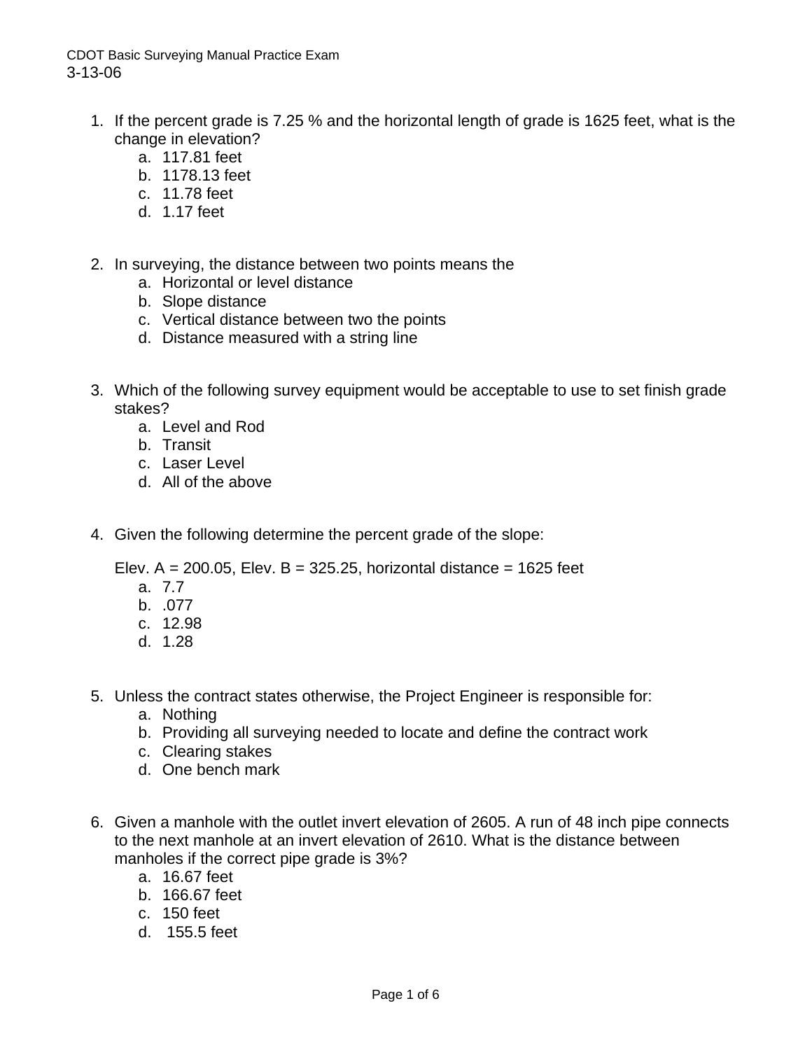CDOT Basic Surveying Manual Practice Exam
3-13-06

1. If the percent grade is 7.25 % and the horizontal length of grade is 1625 feet, what is the change in elevation?
   a. 117.81 feet
   b. 1178.13 feet
   c. 11.78 feet
   d. 1.17 feet

2. In surveying, the distance between two points means the
   a. Horizontal or level distance
   b. Slope distance
   c. Vertical distance between two the points
   d. Distance measured with a string line

3. Which of the following survey equipment would be acceptable to use to set finish grade stakes?
   a. Level and Rod
   b. Transit
   c. Laser Level
   d. All of the above

4. Given the following determine the percent grade of the slope:

   Elev. A = 200.05, Elev. B = 325.25, horizontal distance = 1625 feet
   a. 7.7
   b. .077
   c. 12.98
   d. 1.28

5. Unless the contract states otherwise, the Project Engineer is responsible for:
   a. Nothing
   b. Providing all surveying needed to locate and define the contract work
   c. Clearing stakes
   d. One bench mark

6. Given a manhole with the outlet invert elevation of 2605. A run of 48 inch pipe connects to the next manhole at an invert elevation of 2610. What is the distance between manholes if the correct pipe grade is 3%?
   a. 16.67 feet
   b. 166.67 feet
   c. 150 feet
   d. 155.5 feet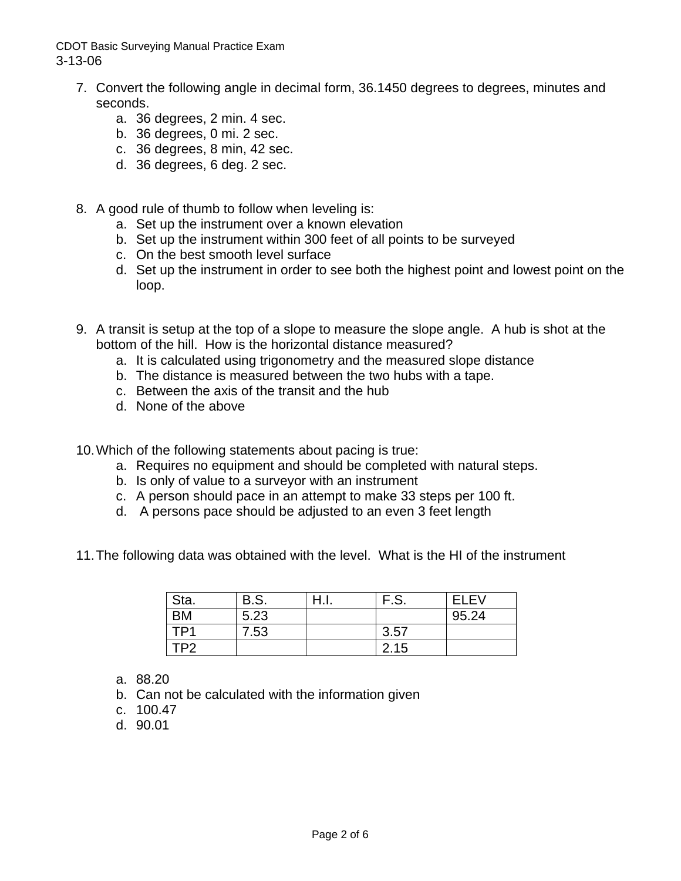7. Convert the following angle in decimal form, 36.1450 degrees to degrees, minutes and seconds.
    a. 36 degrees, 2 min. 4 sec.
    b. 36 degrees, 0 mi. 2 sec.
    c. 36 degrees, 8 min, 42 sec.
    d. 36 degrees, 6 deg. 2 sec.

8. A good rule of thumb to follow when leveling is:
    a. Set up the instrument over a known elevation
    b. Set up the instrument within 300 feet of all points to be surveyed
    c. On the best smooth level surface
    d. Set up the instrument in order to see both the highest point and lowest point on the loop.

9. A transit is setup at the top of a slope to measure the slope angle. A hub is shot at the bottom of the hill. How is the horizontal distance measured?
    a. It is calculated using trigonometry and the measured slope distance
    b. The distance is measured between the two hubs with a tape.
    c. Between the axis of the transit and the hub
    d. None of the above

10. Which of the following statements about pacing is true:
    a. Requires no equipment and should be completed with natural steps.
    b. Is only of value to a surveyor with an instrument
    c. A person should pace in an attempt to make 33 steps per 100 ft.
    d. A persons pace should be adjusted to an even 3 feet length

11. The following data was obtained with the level. What is the HI of the instrument

| Sta. | B.S. | H.I. | F.S. | ELEV |
|---|---|---|---|---|
| BM | 5.23 | | | 95.24 |
| TP1 | 7.53 | | 3.57 | |
| TP2 | | | 2.15 | |

    a. 88.20
    b. Can not be calculated with the information given
    c. 100.47
    d. 90.01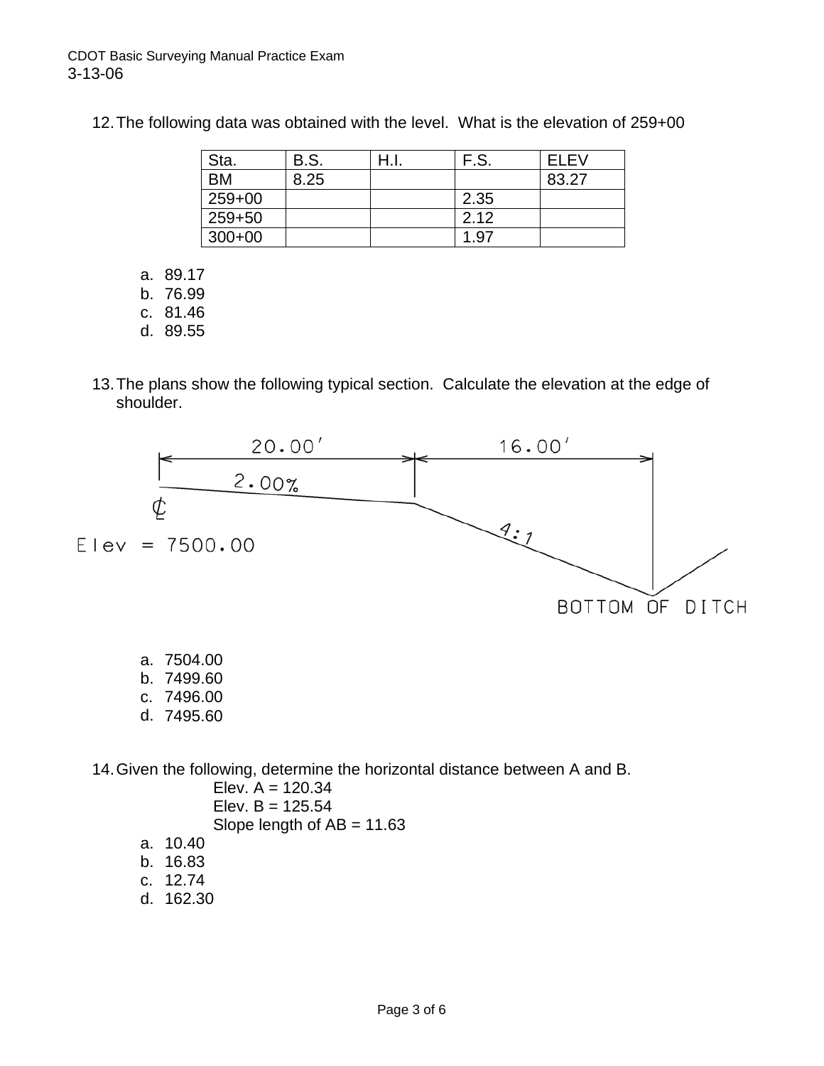12. The following data was obtained with the level. What is the elevation of 259+00

| Sta. | B.S. | H.I. | F.S. | ELEV |
| --- | --- | --- | --- | --- |
| BM | 8.25 | | | 83.27 |
| 259+00 | | | 2.35 | |
| 259+50 | | | 2.12 | |
| 300+00 | | | 1.97 | |

a. 89.17
b. 76.99
c. 81.46
d. 89.55

13. The plans show the following typical section. Calculate the elevation at the edge of shoulder.

20.00′ 16.00′
2.00%
℄
Elev = 7500.00
4:1
BOTTOM OF DITCH

a. 7504.00
b. 7499.60
c. 7496.00
d. 7495.60

14. Given the following, determine the horizontal distance between A and B.

Elev. A = 120.34
Elev. B = 125.54
Slope length of AB = 11.63

a. 10.40
b. 16.83
c. 12.74
d. 162.30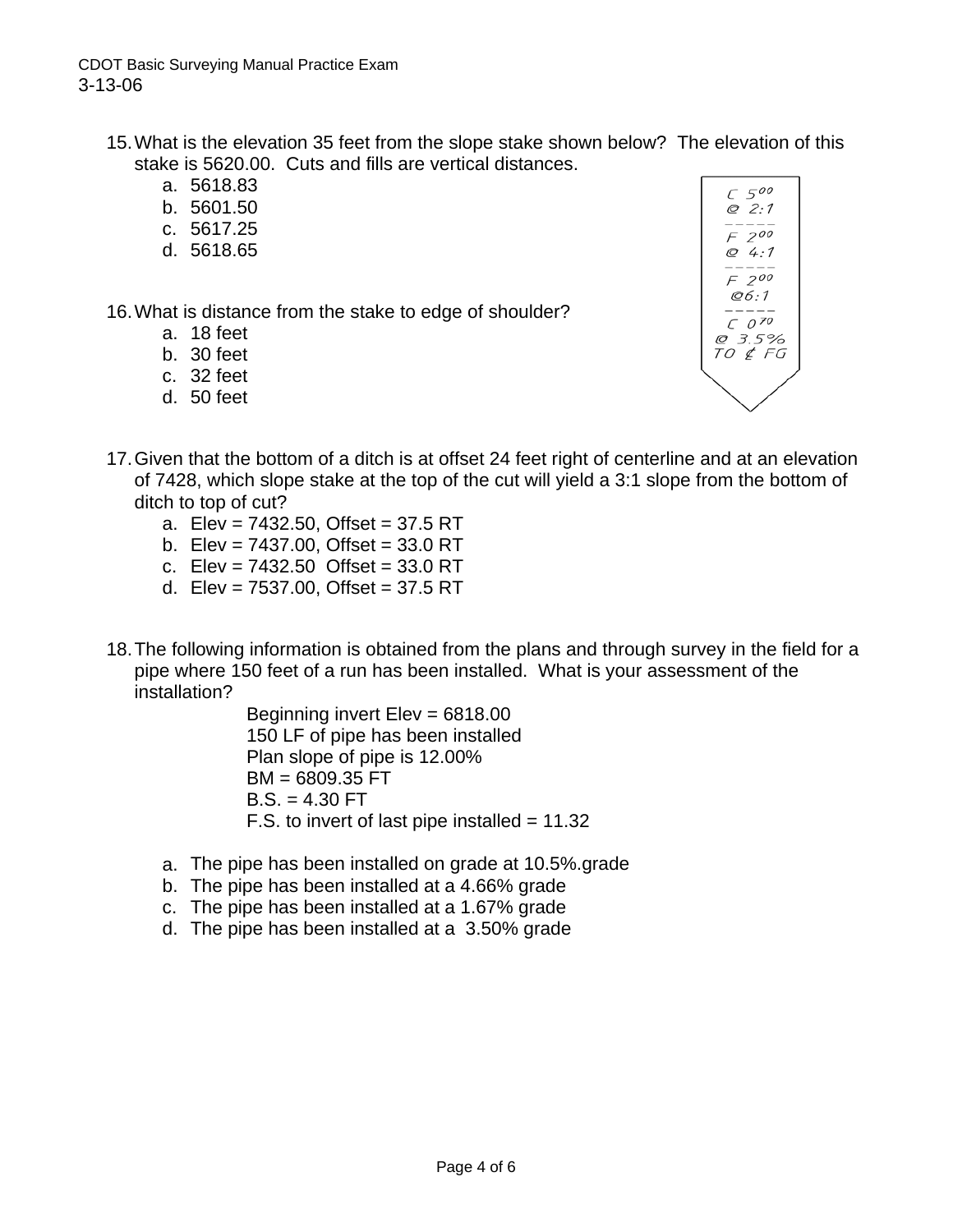15. What is the elevation 35 feet from the slope stake shown below? The elevation of this stake is 5620.00. Cuts and fills are vertical distances.
    a. 5618.83
    b. 5601.50
    c. 5617.25
    d. 5618.65

$C\ 5^{00}$
@ 2:1

$F\ 2^{00}$
@ 4:1

$F\ 2^{00}$
@6:1

$C\ 0^{70}$
@ 3.5%
TO ℄ FG

16. What is distance from the stake to edge of shoulder?
    a. 18 feet
    b. 30 feet
    c. 32 feet
    d. 50 feet

17. Given that the bottom of a ditch is at offset 24 feet right of centerline and at an elevation of 7428, which slope stake at the top of the cut will yield a 3:1 slope from the bottom of ditch to top of cut?
    a. Elev = 7432.50, Offset = 37.5 RT
    b. Elev = 7437.00, Offset = 33.0 RT
    c. Elev = 7432.50 Offset = 33.0 RT
    d. Elev = 7537.00, Offset = 37.5 RT

18. The following information is obtained from the plans and through survey in the field for a pipe where 150 feet of a run has been installed. What is your assessment of the installation?

    Beginning invert Elev = 6818.00
    150 LF of pipe has been installed
    Plan slope of pipe is 12.00%
    BM = 6809.35 FT
    B.S. = 4.30 FT
    F.S. to invert of last pipe installed = 11.32

    a. The pipe has been installed on grade at 10.5%.grade
    b. The pipe has been installed at a 4.66% grade
    c. The pipe has been installed at a 1.67% grade
    d. The pipe has been installed at a 3.50% grade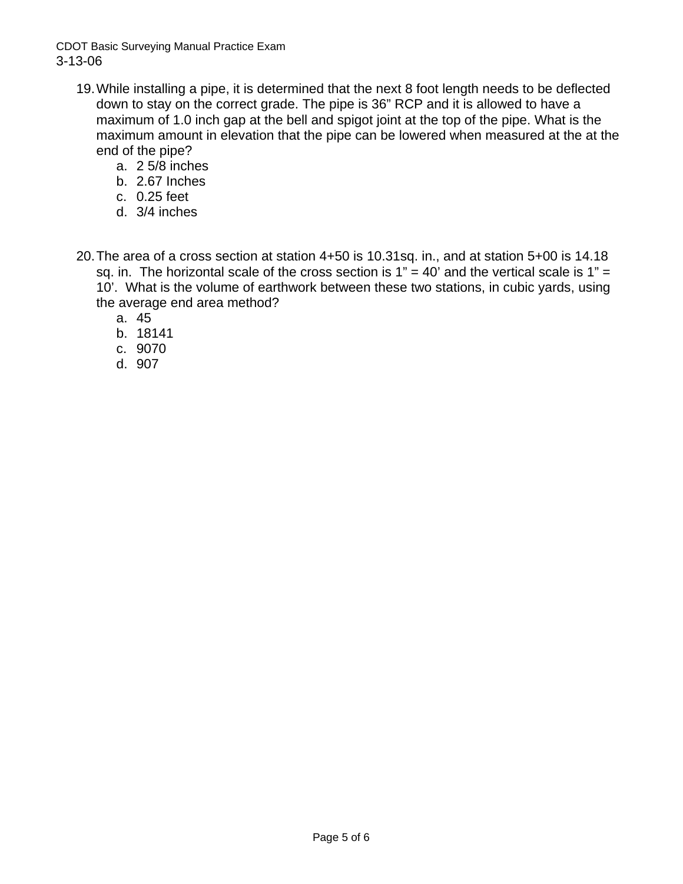19. While installing a pipe, it is determined that the next 8 foot length needs to be deflected down to stay on the correct grade. The pipe is 36" RCP and it is allowed to have a maximum of 1.0 inch gap at the bell and spigot joint at the top of the pipe. What is the maximum amount in elevation that the pipe can be lowered when measured at the at the end of the pipe?
    a. 2 5/8 inches
    b. 2.67 Inches
    c. 0.25 feet
    d. 3/4 inches

20. The area of a cross section at station 4+50 is 10.31sq. in., and at station 5+00 is 14.18 sq. in. The horizontal scale of the cross section is 1" = 40' and the vertical scale is 1" = 10'. What is the volume of earthwork between these two stations, in cubic yards, using the average end area method?
    a. 45
    b. 18141
    c. 9070
    d. 907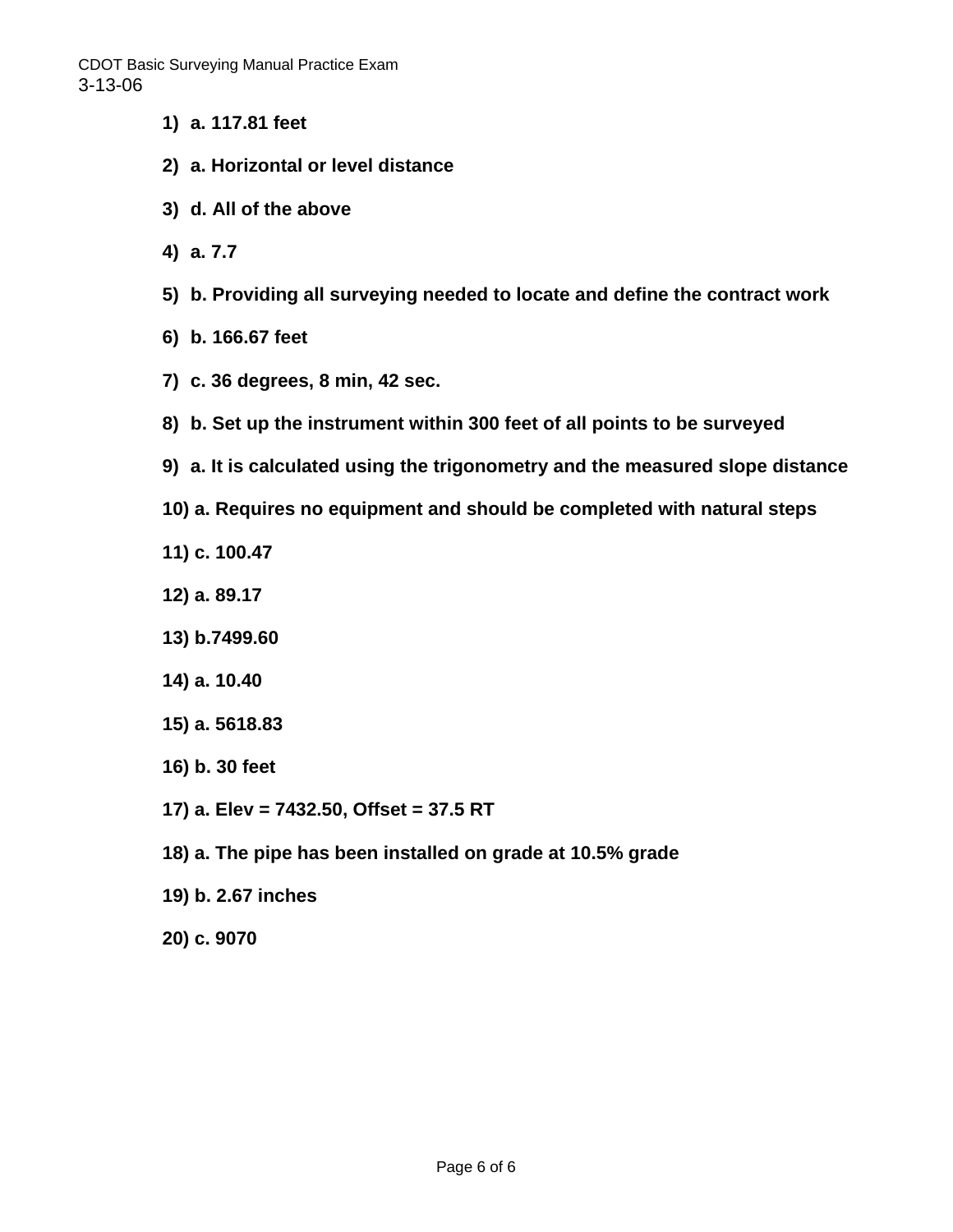**1) a. 117.81 feet**

**2) a. Horizontal or level distance**

**3) d. All of the above**

**4) a. 7.7**

**5) b. Providing all surveying needed to locate and define the contract work**

**6) b. 166.67 feet**

**7) c. 36 degrees, 8 min, 42 sec.**

**8) b. Set up the instrument within 300 feet of all points to be surveyed**

**9) a. It is calculated using the trigonometry and the measured slope distance**

**10) a. Requires no equipment and should be completed with natural steps**

**11) c. 100.47**

**12) a. 89.17**

**13) b.7499.60**

**14) a. 10.40**

**15) a. 5618.83**

**16) b. 30 feet**

**17) a. Elev = 7432.50, Offset = 37.5 RT**

**18) a. The pipe has been installed on grade at 10.5% grade**

**19) b. 2.67 inches**

**20) c. 9070**